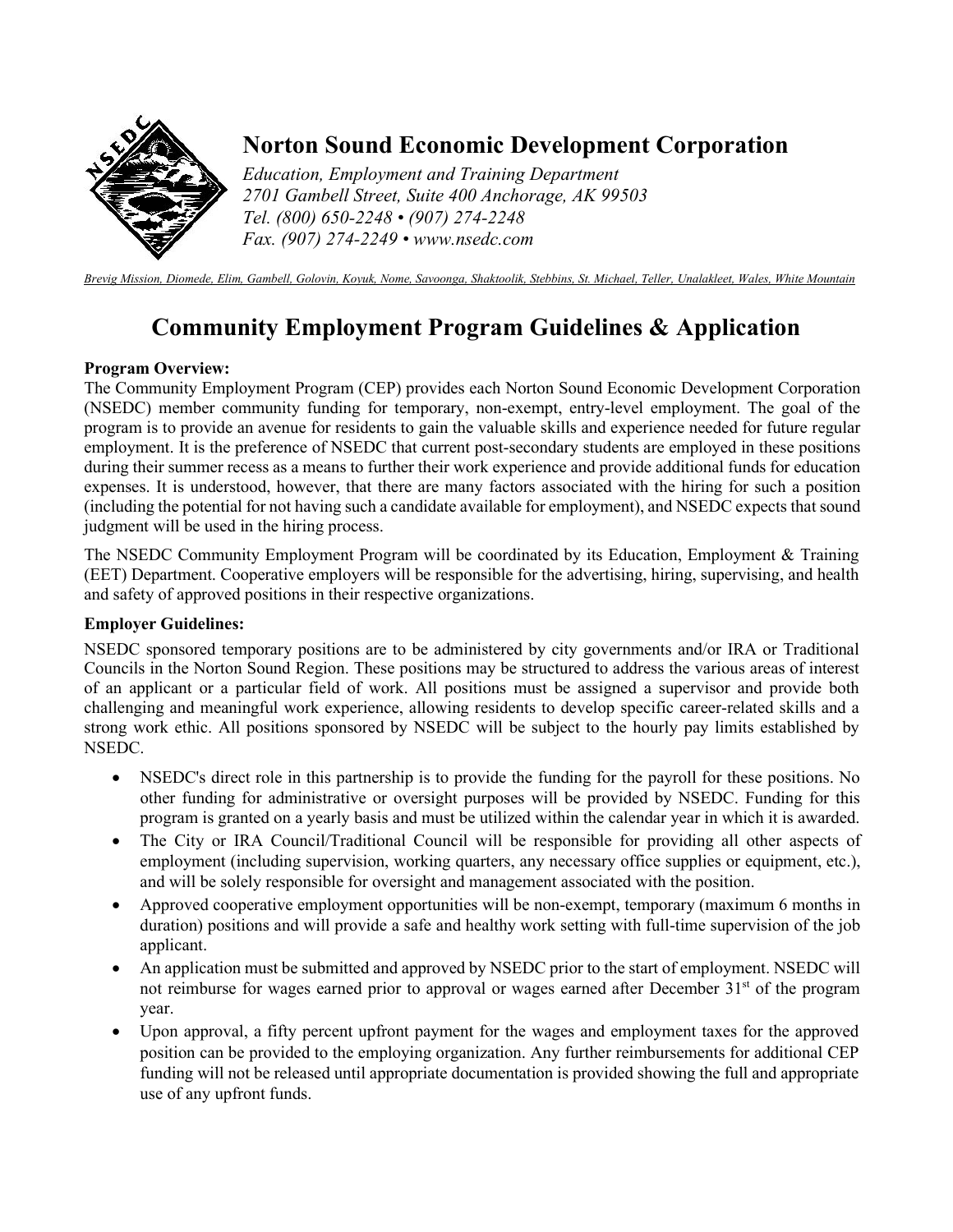# Norton Sound Economic Development Corporation

*Education, Employment and Training Department*
*2701 Gambell Street, Suite 400 Anchorage, AK 99503*
*Tel. (800) 650-2248 • (907) 274-2248*
*Fax. (907) 274-2249 • www.nsedc.com*

*Brevig Mission, Diomede, Elim, Gambell, Golovin, Koyuk, Nome, Savoonga, Shaktoolik, Stebbins, St. Michael, Teller, Unalakleet, Wales, White Mountain*

## Community Employment Program Guidelines & Application

**Program Overview:**

The Community Employment Program (CEP) provides each Norton Sound Economic Development Corporation (NSEDC) member community funding for temporary, non-exempt, entry-level employment. The goal of the program is to provide an avenue for residents to gain the valuable skills and experience needed for future regular employment. It is the preference of NSEDC that current post-secondary students are employed in these positions during their summer recess as a means to further their work experience and provide additional funds for education expenses. It is understood, however, that there are many factors associated with the hiring for such a position (including the potential for not having such a candidate available for employment), and NSEDC expects that sound judgment will be used in the hiring process.

The NSEDC Community Employment Program will be coordinated by its Education, Employment & Training (EET) Department. Cooperative employers will be responsible for the advertising, hiring, supervising, and health and safety of approved positions in their respective organizations.

**Employer Guidelines:**

NSEDC sponsored temporary positions are to be administered by city governments and/or IRA or Traditional Councils in the Norton Sound Region. These positions may be structured to address the various areas of interest of an applicant or a particular field of work. All positions must be assigned a supervisor and provide both challenging and meaningful work experience, allowing residents to develop specific career-related skills and a strong work ethic. All positions sponsored by NSEDC will be subject to the hourly pay limits established by NSEDC.

- NSEDC's direct role in this partnership is to provide the funding for the payroll for these positions. No other funding for administrative or oversight purposes will be provided by NSEDC. Funding for this program is granted on a yearly basis and must be utilized within the calendar year in which it is awarded.
- The City or IRA Council/Traditional Council will be responsible for providing all other aspects of employment (including supervision, working quarters, any necessary office supplies or equipment, etc.), and will be solely responsible for oversight and management associated with the position.
- Approved cooperative employment opportunities will be non-exempt, temporary (maximum 6 months in duration) positions and will provide a safe and healthy work setting with full-time supervision of the job applicant.
- An application must be submitted and approved by NSEDC prior to the start of employment. NSEDC will not reimburse for wages earned prior to approval or wages earned after December 31st of the program year.
- Upon approval, a fifty percent upfront payment for the wages and employment taxes for the approved position can be provided to the employing organization. Any further reimbursements for additional CEP funding will not be released until appropriate documentation is provided showing the full and appropriate use of any upfront funds.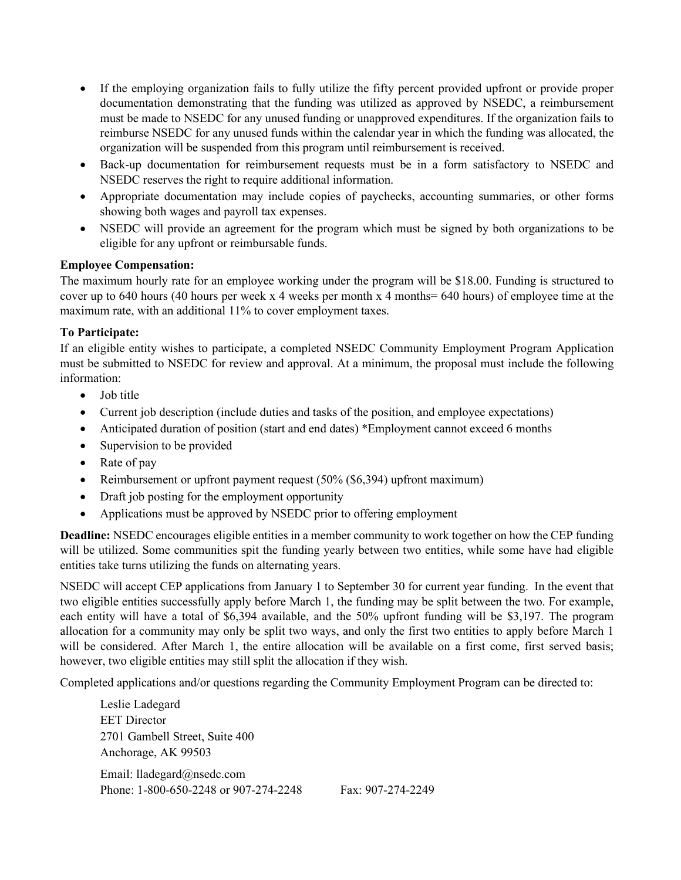- If the employing organization fails to fully utilize the fifty percent provided upfront or provide proper documentation demonstrating that the funding was utilized as approved by NSEDC, a reimbursement must be made to NSEDC for any unused funding or unapproved expenditures. If the organization fails to reimburse NSEDC for any unused funds within the calendar year in which the funding was allocated, the organization will be suspended from this program until reimbursement is received.
- Back-up documentation for reimbursement requests must be in a form satisfactory to NSEDC and NSEDC reserves the right to require additional information.
- Appropriate documentation may include copies of paychecks, accounting summaries, or other forms showing both wages and payroll tax expenses.
- NSEDC will provide an agreement for the program which must be signed by both organizations to be eligible for any upfront or reimbursable funds.

**Employee Compensation:**
The maximum hourly rate for an employee working under the program will be $18.00. Funding is structured to cover up to 640 hours (40 hours per week x 4 weeks per month x 4 months= 640 hours) of employee time at the maximum rate, with an additional 11% to cover employment taxes.

**To Participate:**
If an eligible entity wishes to participate, a completed NSEDC Community Employment Program Application must be submitted to NSEDC for review and approval. At a minimum, the proposal must include the following information:

- Job title
- Current job description (include duties and tasks of the position, and employee expectations)
- Anticipated duration of position (start and end dates) *Employment cannot exceed 6 months
- Supervision to be provided
- Rate of pay
- Reimbursement or upfront payment request (50% ($6,394) upfront maximum)
- Draft job posting for the employment opportunity
- Applications must be approved by NSEDC prior to offering employment

**Deadline:** NSEDC encourages eligible entities in a member community to work together on how the CEP funding will be utilized. Some communities spit the funding yearly between two entities, while some have had eligible entities take turns utilizing the funds on alternating years.

NSEDC will accept CEP applications from January 1 to September 30 for current year funding. In the event that two eligible entities successfully apply before March 1, the funding may be split between the two. For example, each entity will have a total of $6,394 available, and the 50% upfront funding will be $3,197. The program allocation for a community may only be split two ways, and only the first two entities to apply before March 1 will be considered. After March 1, the entire allocation will be available on a first come, first served basis; however, two eligible entities may still split the allocation if they wish.

Completed applications and/or questions regarding the Community Employment Program can be directed to:

Leslie Ladegard
EET Director
2701 Gambell Street, Suite 400
Anchorage, AK 99503

Email: lladegard@nsedc.com
Phone: 1-800-650-2248 or 907-274-2248 Fax: 907-274-2249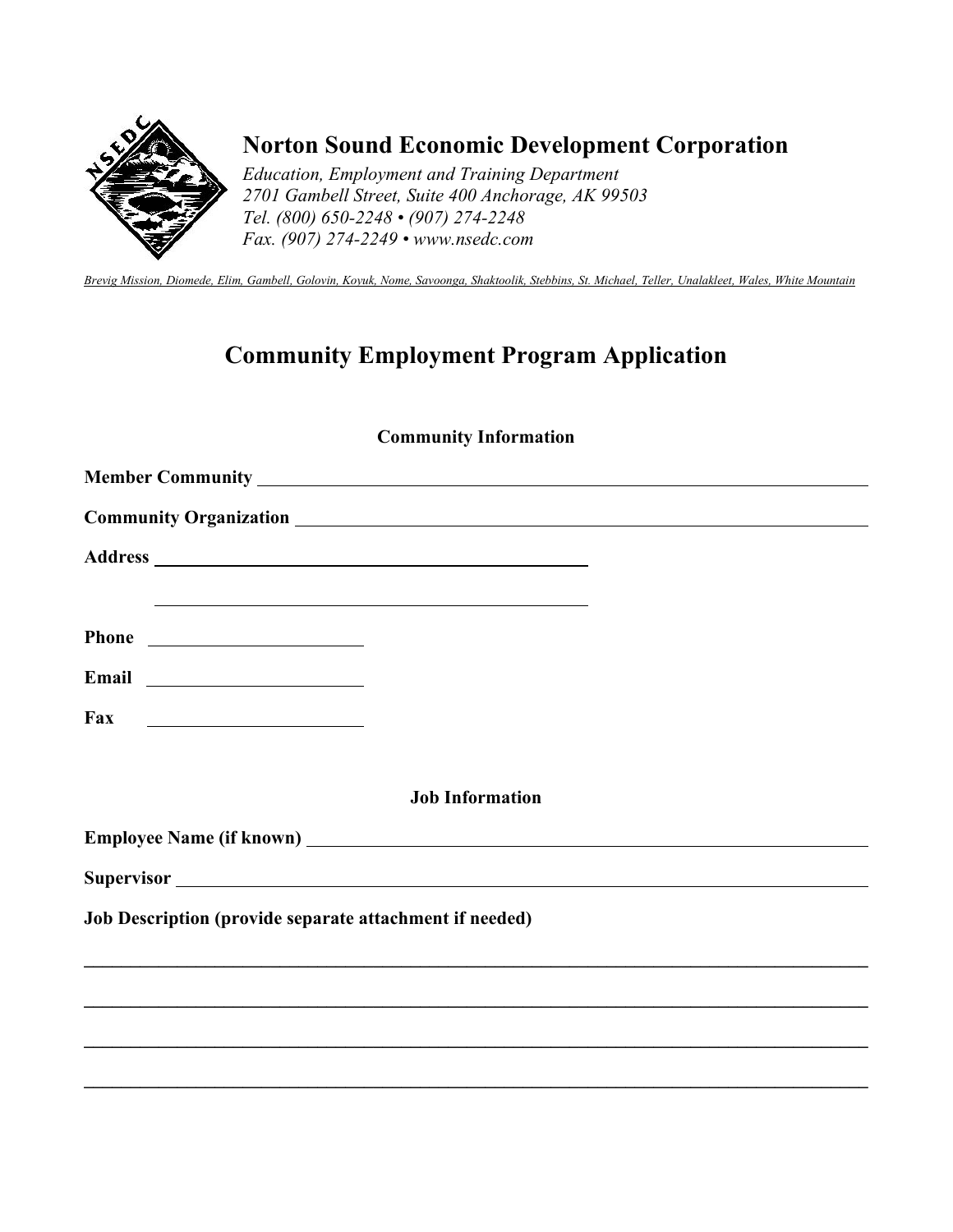## Norton Sound Economic Development Corporation

*Education, Employment and Training Department*
*2701 Gambell Street, Suite 400 Anchorage, AK 99503*
*Tel. (800) 650-2248 • (907) 274-2248*
*Fax. (907) 274-2249 • www.nsedc.com*

*Brevig Mission, Diomede, Elim, Gambell, Golovin, Koyuk, Nome, Savoonga, Shaktoolik, Stebbins, St. Michael, Teller, Unalakleet, Wales, White Mountain*

# Community Employment Program Application

### Community Information

**Member Community** ______________________________

**Community Organization** ______________________________

**Address** ______________________________

______________________________

**Phone** ____________________

**Email** ____________________

**Fax** ____________________

### Job Information

**Employee Name (if known)** ______________________________

**Supervisor** ______________________________

**Job Description (provide separate attachment if needed)**

______________________________________________________________________

______________________________________________________________________

______________________________________________________________________

______________________________________________________________________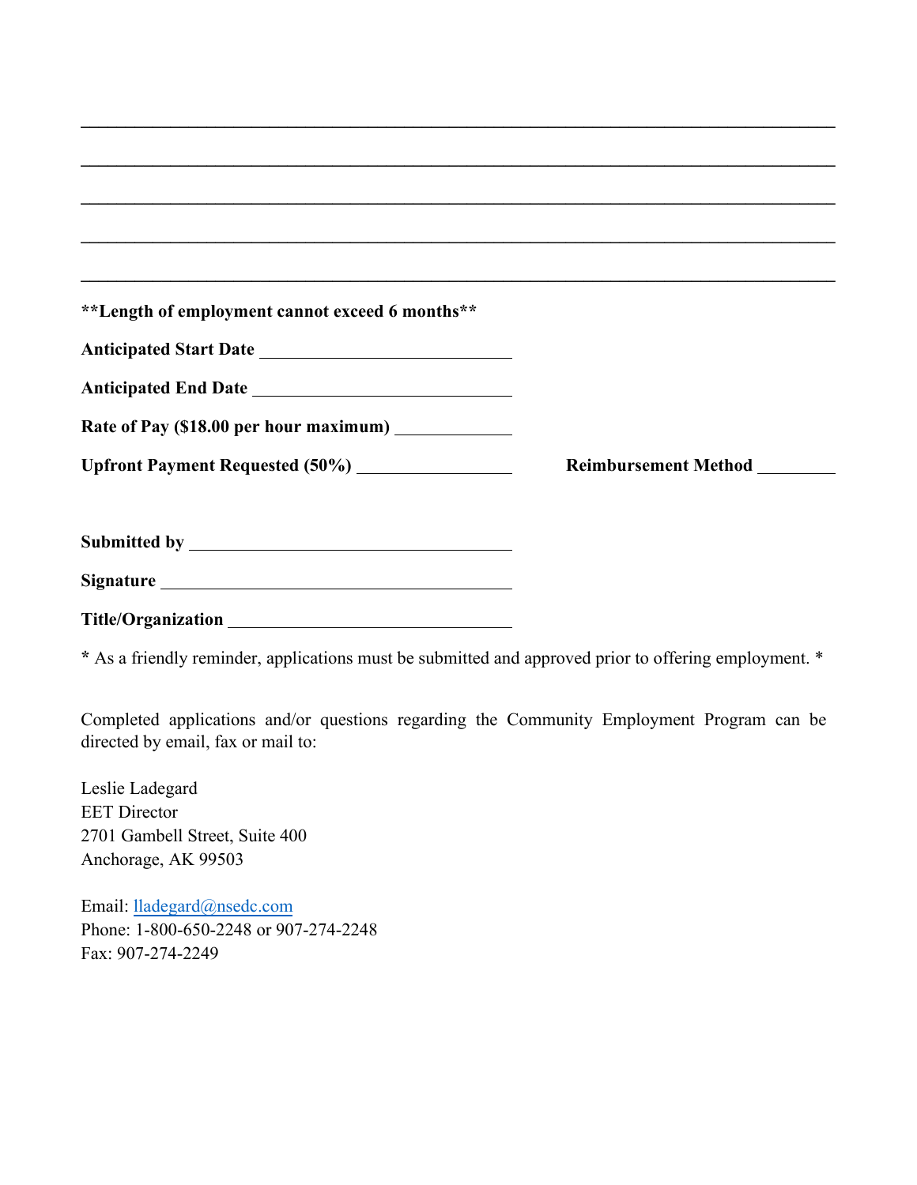\_\_\_\_\_\_\_\_\_\_\_\_\_\_\_\_\_\_\_\_\_\_\_\_\_\_\_\_\_\_\_\_\_\_\_\_\_\_\_\_\_\_\_\_\_\_\_\_\_\_\_\_\_\_\_\_\_\_\_\_\_\_\_\_\_\_\_\_\_\_\_\_

\_\_\_\_\_\_\_\_\_\_\_\_\_\_\_\_\_\_\_\_\_\_\_\_\_\_\_\_\_\_\_\_\_\_\_\_\_\_\_\_\_\_\_\_\_\_\_\_\_\_\_\_\_\_\_\_\_\_\_\_\_\_\_\_\_\_\_\_\_\_\_\_

\_\_\_\_\_\_\_\_\_\_\_\_\_\_\_\_\_\_\_\_\_\_\_\_\_\_\_\_\_\_\_\_\_\_\_\_\_\_\_\_\_\_\_\_\_\_\_\_\_\_\_\_\_\_\_\_\_\_\_\_\_\_\_\_\_\_\_\_\_\_\_\_

\_\_\_\_\_\_\_\_\_\_\_\_\_\_\_\_\_\_\_\_\_\_\_\_\_\_\_\_\_\_\_\_\_\_\_\_\_\_\_\_\_\_\_\_\_\_\_\_\_\_\_\_\_\_\_\_\_\_\_\_\_\_\_\_\_\_\_\_\_\_\_\_

\_\_\_\_\_\_\_\_\_\_\_\_\_\_\_\_\_\_\_\_\_\_\_\_\_\_\_\_\_\_\_\_\_\_\_\_\_\_\_\_\_\_\_\_\_\_\_\_\_\_\_\_\_\_\_\_\_\_\_\_\_\_\_\_\_\_\_\_\_\_\_\_

**\*\*Length of employment cannot exceed 6 months\*\***

**Anticipated Start Date** \_\_\_\_\_\_\_\_\_\_\_\_\_\_\_\_\_\_\_\_\_\_\_\_\_\_\_\_

**Anticipated End Date** \_\_\_\_\_\_\_\_\_\_\_\_\_\_\_\_\_\_\_\_\_\_\_\_\_\_\_\_

**Rate of Pay ($18.00 per hour maximum)** \_\_\_\_\_\_\_\_\_\_\_\_\_

**Upfront Payment Requested (50%)** \_\_\_\_\_\_\_\_\_\_\_\_\_\_\_\_\_ **Reimbursement Method** \_\_\_\_\_\_\_\_\_

**Submitted by** \_\_\_\_\_\_\_\_\_\_\_\_\_\_\_\_\_\_\_\_\_\_\_\_\_\_\_\_\_\_\_\_\_\_\_

**Signature** \_\_\_\_\_\_\_\_\_\_\_\_\_\_\_\_\_\_\_\_\_\_\_\_\_\_\_\_\_\_\_\_\_\_\_\_\_\_\_

**Title/Organization** \_\_\_\_\_\_\_\_\_\_\_\_\_\_\_\_\_\_\_\_\_\_\_\_\_\_\_\_\_\_\_\_

**\*** As a friendly reminder, applications must be submitted and approved prior to offering employment. \*

Completed applications and/or questions regarding the Community Employment Program can be directed by email, fax or mail to:

Leslie Ladegard
EET Director
2701 Gambell Street, Suite 400
Anchorage, AK 99503

Email: lladegard@nsedc.com
Phone: 1-800-650-2248 or 907-274-2248
Fax: 907-274-2249